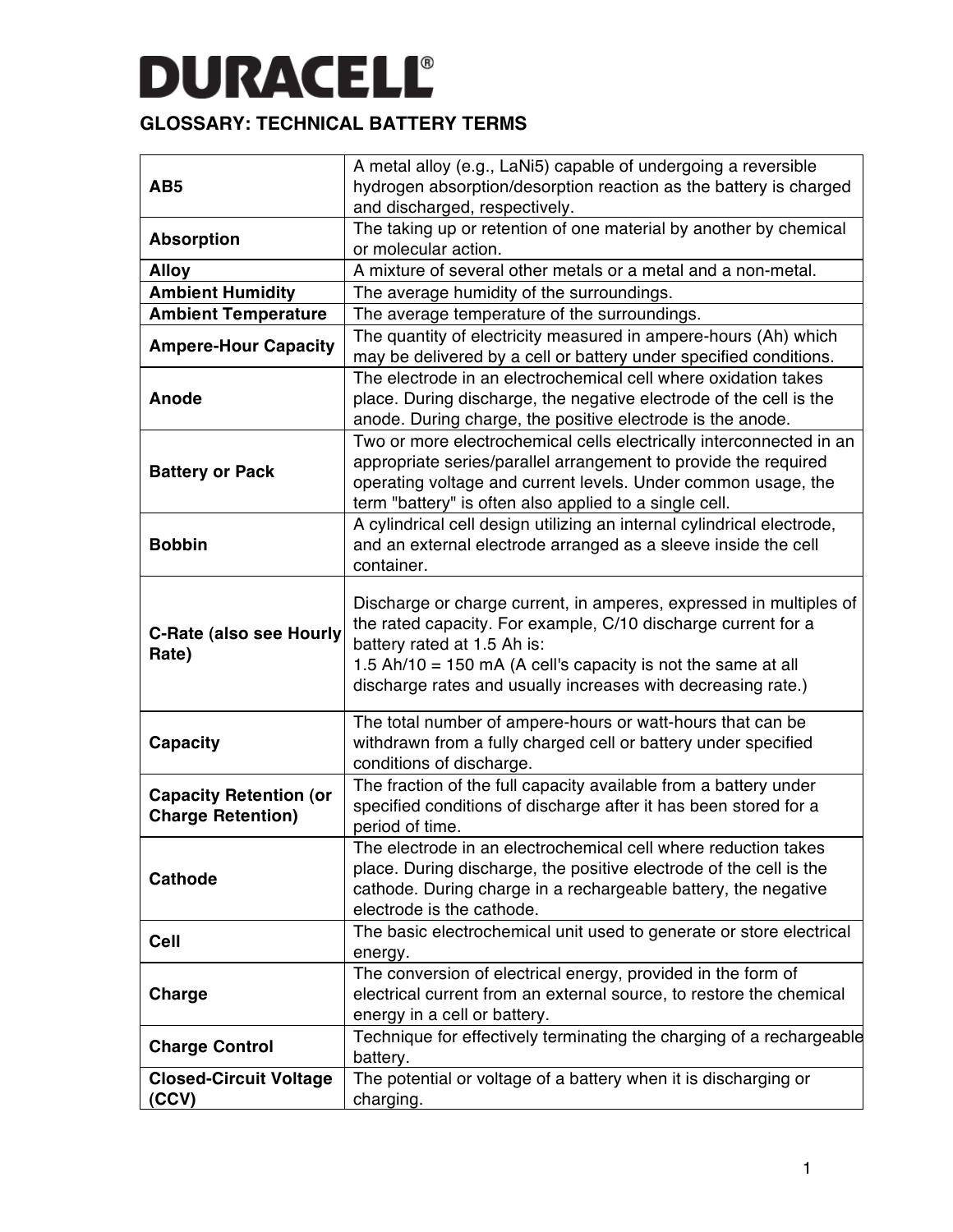# DURACELL®

## GLOSSARY: TECHNICAL BATTERY TERMS

| | |
|---|---|
| **AB5** | A metal alloy (e.g., $LaNi_5$) capable of undergoing a reversible hydrogen absorption/desorption reaction as the battery is charged and discharged, respectively. |
| **Absorption** | The taking up or retention of one material by another by chemical or molecular action. |
| **Alloy** | A mixture of several other metals or a metal and a non-metal. |
| **Ambient Humidity** | The average humidity of the surroundings. |
| **Ambient Temperature** | The average temperature of the surroundings. |
| **Ampere-Hour Capacity** | The quantity of electricity measured in ampere-hours (Ah) which may be delivered by a cell or battery under specified conditions. |
| **Anode** | The electrode in an electrochemical cell where oxidation takes place. During discharge, the negative electrode of the cell is the anode. During charge, the positive electrode is the anode. |
| **Battery or Pack** | Two or more electrochemical cells electrically interconnected in an appropriate series/parallel arrangement to provide the required operating voltage and current levels. Under common usage, the term "battery" is often also applied to a single cell. |
| **Bobbin** | A cylindrical cell design utilizing an internal cylindrical electrode, and an external electrode arranged as a sleeve inside the cell container. |
| **C-Rate (also see Hourly Rate)** | Discharge or charge current, in amperes, expressed in multiples of the rated capacity. For example, C/10 discharge current for a battery rated at 1.5 Ah is: 1.5 Ah/10 = 150 mA (A cell's capacity is not the same at all discharge rates and usually increases with decreasing rate.) |
| **Capacity** | The total number of ampere-hours or watt-hours that can be withdrawn from a fully charged cell or battery under specified conditions of discharge. |
| **Capacity Retention (or Charge Retention)** | The fraction of the full capacity available from a battery under specified conditions of discharge after it has been stored for a period of time. |
| **Cathode** | The electrode in an electrochemical cell where reduction takes place. During discharge, the positive electrode of the cell is the cathode. During charge in a rechargeable battery, the negative electrode is the cathode. |
| **Cell** | The basic electrochemical unit used to generate or store electrical energy. |
| **Charge** | The conversion of electrical energy, provided in the form of electrical current from an external source, to restore the chemical energy in a cell or battery. |
| **Charge Control** | Technique for effectively terminating the charging of a rechargeable battery. |
| **Closed-Circuit Voltage (CCV)** | The potential or voltage of a battery when it is discharging or charging. |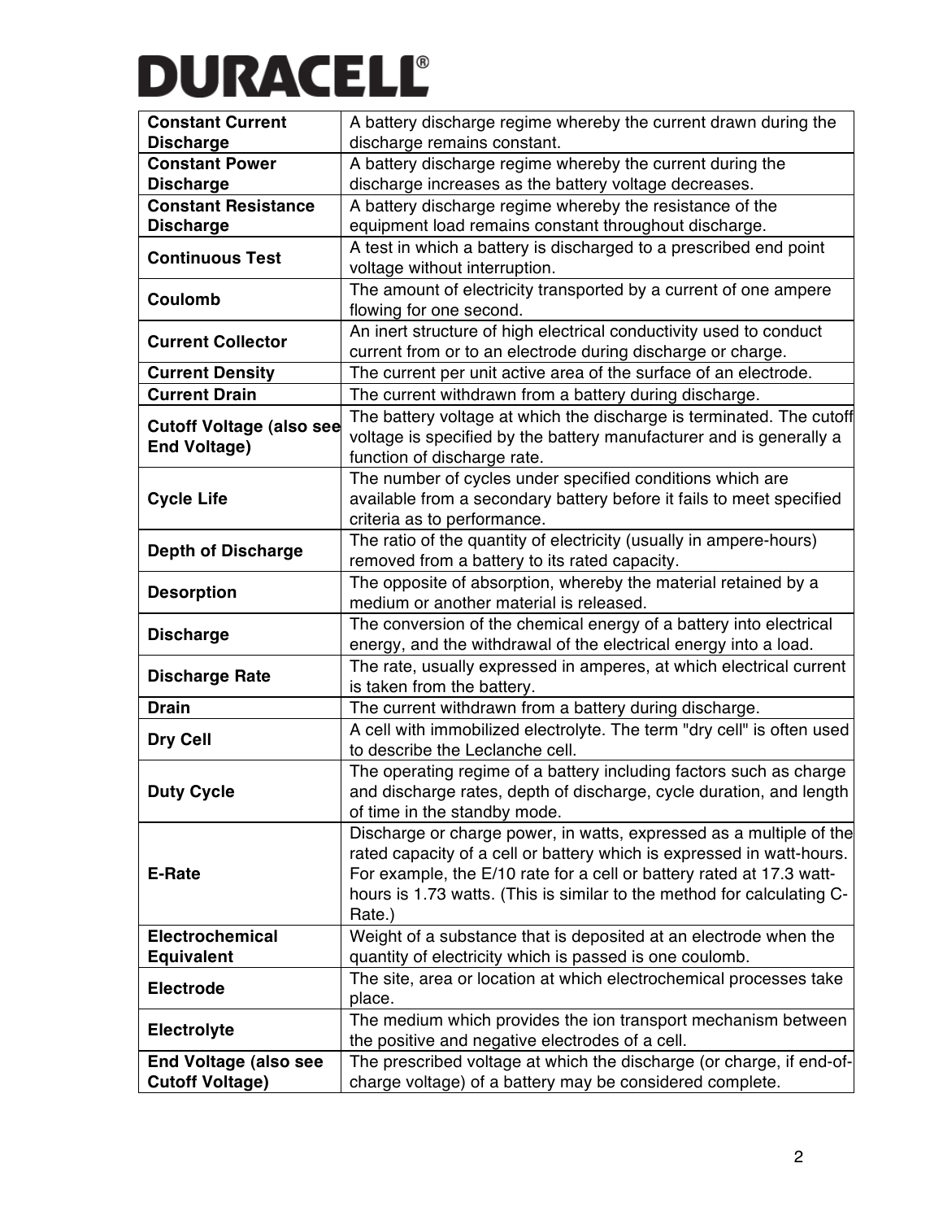**DURACELL®**

| | |
|---|---|
| **Constant Current Discharge** | A battery discharge regime whereby the current drawn during the discharge remains constant. |
| **Constant Power Discharge** | A battery discharge regime whereby the current during the discharge increases as the battery voltage decreases. |
| **Constant Resistance Discharge** | A battery discharge regime whereby the resistance of the equipment load remains constant throughout discharge. |
| **Continuous Test** | A test in which a battery is discharged to a prescribed end point voltage without interruption. |
| **Coulomb** | The amount of electricity transported by a current of one ampere flowing for one second. |
| **Current Collector** | An inert structure of high electrical conductivity used to conduct current from or to an electrode during discharge or charge. |
| **Current Density** | The current per unit active area of the surface of an electrode. |
| **Current Drain** | The current withdrawn from a battery during discharge. |
| **Cutoff Voltage (also see End Voltage)** | The battery voltage at which the discharge is terminated. The cutoff voltage is specified by the battery manufacturer and is generally a function of discharge rate. |
| **Cycle Life** | The number of cycles under specified conditions which are available from a secondary battery before it fails to meet specified criteria as to performance. |
| **Depth of Discharge** | The ratio of the quantity of electricity (usually in ampere-hours) removed from a battery to its rated capacity. |
| **Desorption** | The opposite of absorption, whereby the material retained by a medium or another material is released. |
| **Discharge** | The conversion of the chemical energy of a battery into electrical energy, and the withdrawal of the electrical energy into a load. |
| **Discharge Rate** | The rate, usually expressed in amperes, at which electrical current is taken from the battery. |
| **Drain** | The current withdrawn from a battery during discharge. |
| **Dry Cell** | A cell with immobilized electrolyte. The term "dry cell" is often used to describe the Leclanche cell. |
| **Duty Cycle** | The operating regime of a battery including factors such as charge and discharge rates, depth of discharge, cycle duration, and length of time in the standby mode. |
| **E-Rate** | Discharge or charge power, in watts, expressed as a multiple of the rated capacity of a cell or battery which is expressed in watt-hours. For example, the E/10 rate for a cell or battery rated at 17.3 watt-hours is 1.73 watts. (This is similar to the method for calculating C-Rate.) |
| **Electrochemical Equivalent** | Weight of a substance that is deposited at an electrode when the quantity of electricity which is passed is one coulomb. |
| **Electrode** | The site, area or location at which electrochemical processes take place. |
| **Electrolyte** | The medium which provides the ion transport mechanism between the positive and negative electrodes of a cell. |
| **End Voltage (also see Cutoff Voltage)** | The prescribed voltage at which the discharge (or charge, if end-of-charge voltage) of a battery may be considered complete. |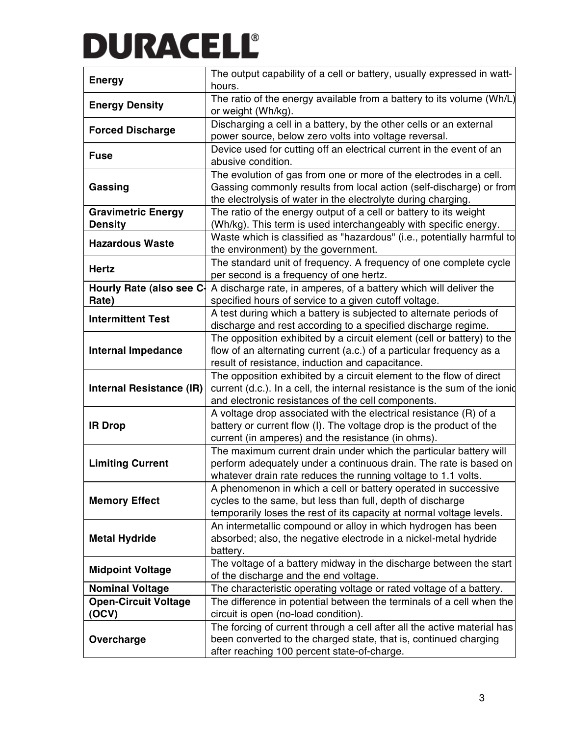**DURACELL®**

| | |
|---|---|
| **Energy** | The output capability of a cell or battery, usually expressed in watt-hours. |
| **Energy Density** | The ratio of the energy available from a battery to its volume (Wh/L) or weight (Wh/kg). |
| **Forced Discharge** | Discharging a cell in a battery, by the other cells or an external power source, below zero volts into voltage reversal. |
| **Fuse** | Device used for cutting off an electrical current in the event of an abusive condition. |
| **Gassing** | The evolution of gas from one or more of the electrodes in a cell. Gassing commonly results from local action (self-discharge) or from the electrolysis of water in the electrolyte during charging. |
| **Gravimetric Energy Density** | The ratio of the energy output of a cell or battery to its weight (Wh/kg). This term is used interchangeably with specific energy. |
| **Hazardous Waste** | Waste which is classified as "hazardous" (i.e., potentially harmful to the environment) by the government. |
| **Hertz** | The standard unit of frequency. A frequency of one complete cycle per second is a frequency of one hertz. |
| **Hourly Rate (also see C-Rate)** | A discharge rate, in amperes, of a battery which will deliver the specified hours of service to a given cutoff voltage. |
| **Intermittent Test** | A test during which a battery is subjected to alternate periods of discharge and rest according to a specified discharge regime. |
| **Internal Impedance** | The opposition exhibited by a circuit element (cell or battery) to the flow of an alternating current (a.c.) of a particular frequency as a result of resistance, induction and capacitance. |
| **Internal Resistance (IR)** | The opposition exhibited by a circuit element to the flow of direct current (d.c.). In a cell, the internal resistance is the sum of the ionic and electronic resistances of the cell components. |
| **IR Drop** | A voltage drop associated with the electrical resistance (R) of a battery or current flow (I). The voltage drop is the product of the current (in amperes) and the resistance (in ohms). |
| **Limiting Current** | The maximum current drain under which the particular battery will perform adequately under a continuous drain. The rate is based on whatever drain rate reduces the running voltage to 1.1 volts. |
| **Memory Effect** | A phenomenon in which a cell or battery operated in successive cycles to the same, but less than full, depth of discharge temporarily loses the rest of its capacity at normal voltage levels. |
| **Metal Hydride** | An intermetallic compound or alloy in which hydrogen has been absorbed; also, the negative electrode in a nickel-metal hydride battery. |
| **Midpoint Voltage** | The voltage of a battery midway in the discharge between the start of the discharge and the end voltage. |
| **Nominal Voltage** | The characteristic operating voltage or rated voltage of a battery. |
| **Open-Circuit Voltage (OCV)** | The difference in potential between the terminals of a cell when the circuit is open (no-load condition). |
| **Overcharge** | The forcing of current through a cell after all the active material has been converted to the charged state, that is, continued charging after reaching 100 percent state-of-charge. |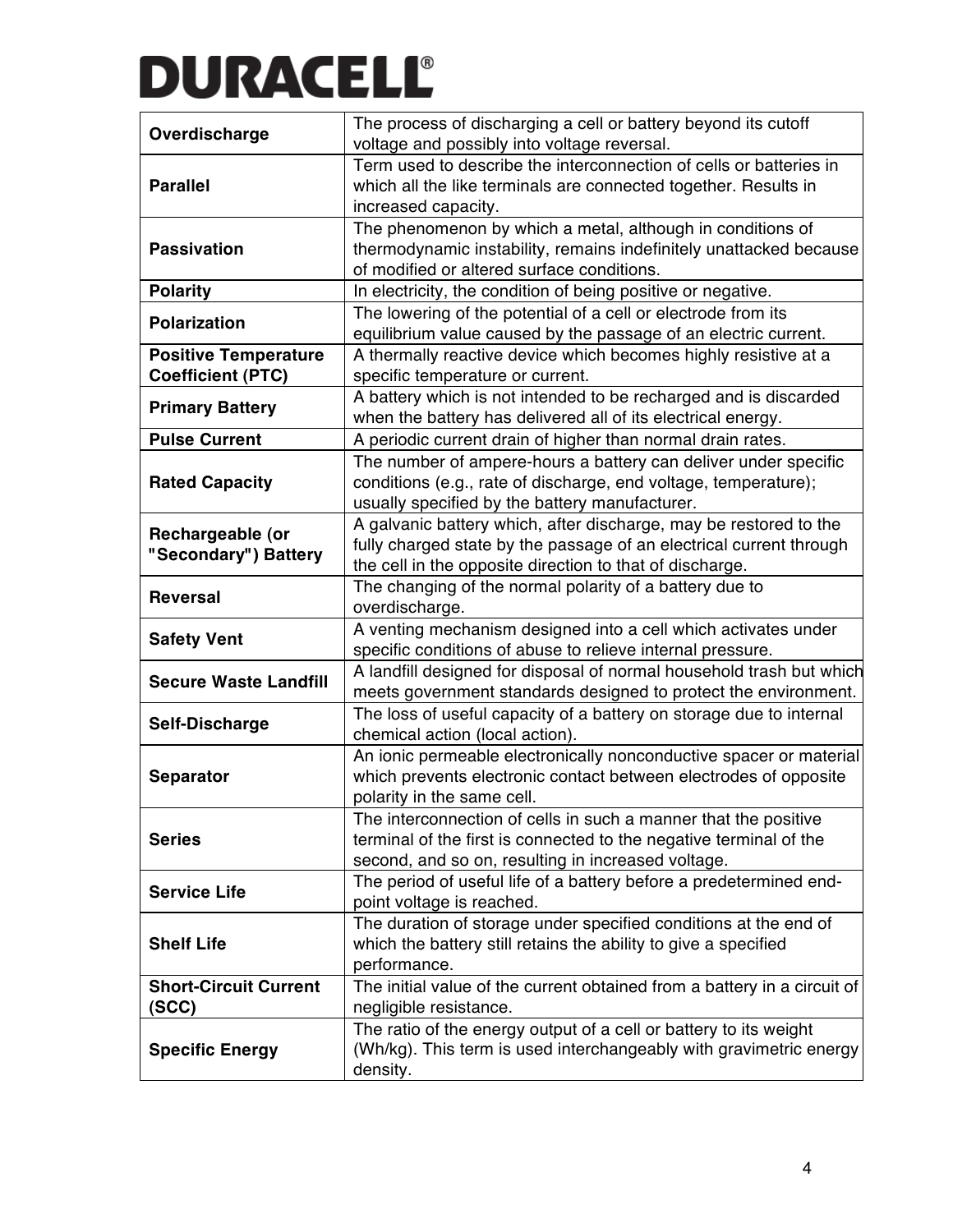| | |
|---|---|
| **Overdischarge** | The process of discharging a cell or battery beyond its cutoff voltage and possibly into voltage reversal. |
| **Parallel** | Term used to describe the interconnection of cells or batteries in which all the like terminals are connected together. Results in increased capacity. |
| **Passivation** | The phenomenon by which a metal, although in conditions of thermodynamic instability, remains indefinitely unattacked because of modified or altered surface conditions. |
| **Polarity** | In electricity, the condition of being positive or negative. |
| **Polarization** | The lowering of the potential of a cell or electrode from its equilibrium value caused by the passage of an electric current. |
| **Positive Temperature Coefficient (PTC)** | A thermally reactive device which becomes highly resistive at a specific temperature or current. |
| **Primary Battery** | A battery which is not intended to be recharged and is discarded when the battery has delivered all of its electrical energy. |
| **Pulse Current** | A periodic current drain of higher than normal drain rates. |
| **Rated Capacity** | The number of ampere-hours a battery can deliver under specific conditions (e.g., rate of discharge, end voltage, temperature); usually specified by the battery manufacturer. |
| **Rechargeable (or "Secondary") Battery** | A galvanic battery which, after discharge, may be restored to the fully charged state by the passage of an electrical current through the cell in the opposite direction to that of discharge. |
| **Reversal** | The changing of the normal polarity of a battery due to overdischarge. |
| **Safety Vent** | A venting mechanism designed into a cell which activates under specific conditions of abuse to relieve internal pressure. |
| **Secure Waste Landfill** | A landfill designed for disposal of normal household trash but which meets government standards designed to protect the environment. |
| **Self-Discharge** | The loss of useful capacity of a battery on storage due to internal chemical action (local action). |
| **Separator** | An ionic permeable electronically nonconductive spacer or material which prevents electronic contact between electrodes of opposite polarity in the same cell. |
| **Series** | The interconnection of cells in such a manner that the positive terminal of the first is connected to the negative terminal of the second, and so on, resulting in increased voltage. |
| **Service Life** | The period of useful life of a battery before a predetermined end-point voltage is reached. |
| **Shelf Life** | The duration of storage under specified conditions at the end of which the battery still retains the ability to give a specified performance. |
| **Short-Circuit Current (SCC)** | The initial value of the current obtained from a battery in a circuit of negligible resistance. |
| **Specific Energy** | The ratio of the energy output of a cell or battery to its weight (Wh/kg). This term is used interchangeably with gravimetric energy density. |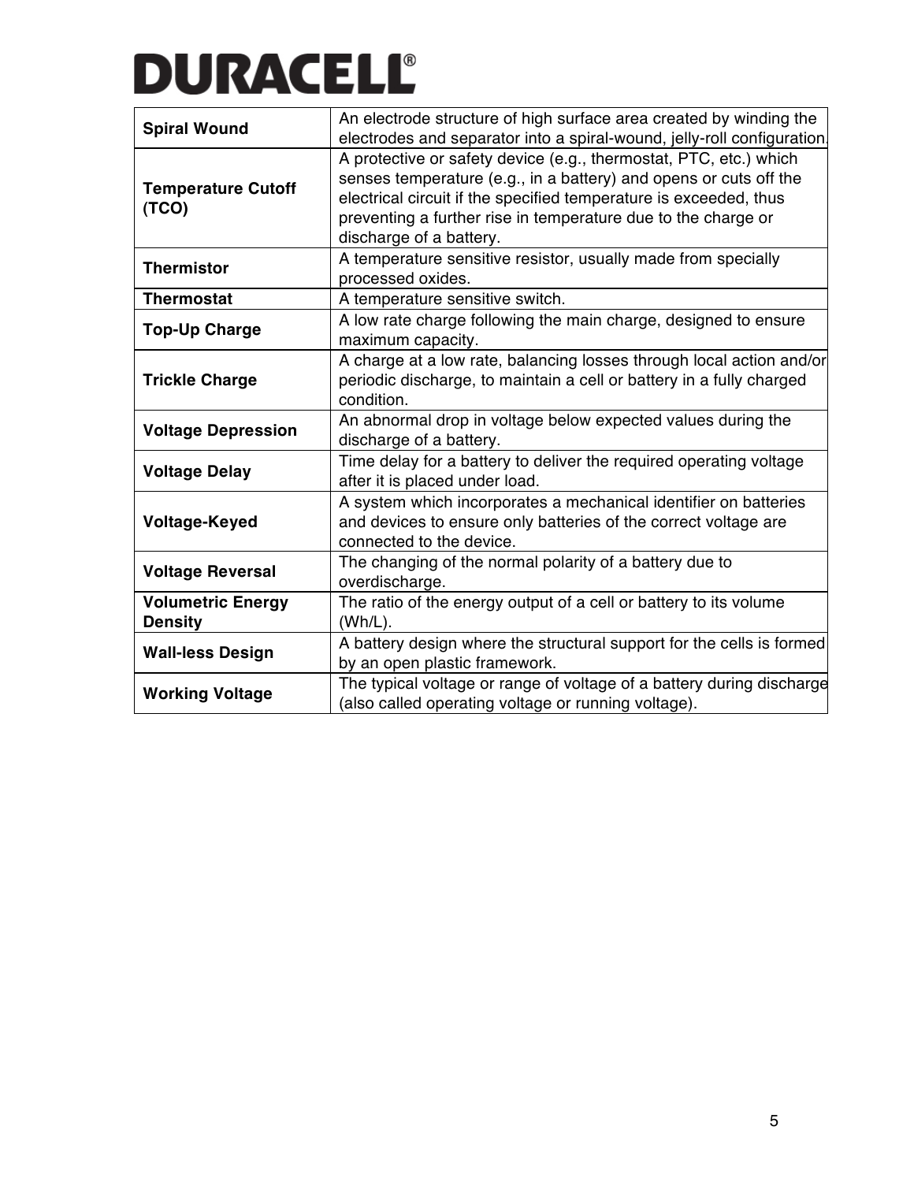DURACELL®

| | |
|---|---|
| **Spiral Wound** | An electrode structure of high surface area created by winding the electrodes and separator into a spiral-wound, jelly-roll configuration. |
| **Temperature Cutoff (TCO)** | A protective or safety device (e.g., thermostat, PTC, etc.) which senses temperature (e.g., in a battery) and opens or cuts off the electrical circuit if the specified temperature is exceeded, thus preventing a further rise in temperature due to the charge or discharge of a battery. |
| **Thermistor** | A temperature sensitive resistor, usually made from specially processed oxides. |
| **Thermostat** | A temperature sensitive switch. |
| **Top-Up Charge** | A low rate charge following the main charge, designed to ensure maximum capacity. |
| **Trickle Charge** | A charge at a low rate, balancing losses through local action and/or periodic discharge, to maintain a cell or battery in a fully charged condition. |
| **Voltage Depression** | An abnormal drop in voltage below expected values during the discharge of a battery. |
| **Voltage Delay** | Time delay for a battery to deliver the required operating voltage after it is placed under load. |
| **Voltage-Keyed** | A system which incorporates a mechanical identifier on batteries and devices to ensure only batteries of the correct voltage are connected to the device. |
| **Voltage Reversal** | The changing of the normal polarity of a battery due to overdischarge. |
| **Volumetric Energy Density** | The ratio of the energy output of a cell or battery to its volume (Wh/L). |
| **Wall-less Design** | A battery design where the structural support for the cells is formed by an open plastic framework. |
| **Working Voltage** | The typical voltage or range of voltage of a battery during discharge (also called operating voltage or running voltage). |